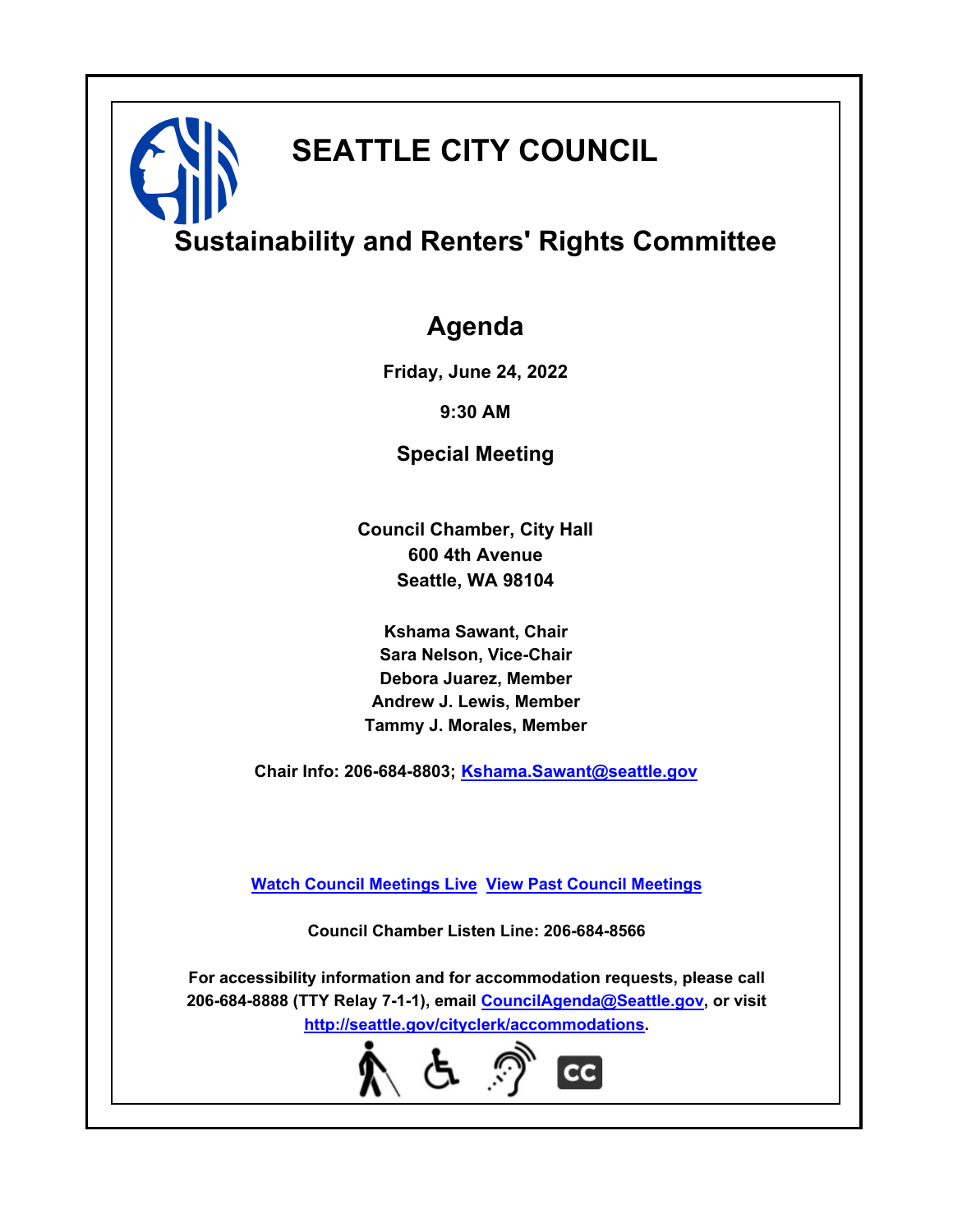# SEATTLE CITY COUNCIL

## Sustainability and Renters' Rights Committee

## Agenda

**Friday, June 24, 2022**

**9:30 AM**

**Special Meeting**

**Council Chamber, City Hall**
**600 4th Avenue**
**Seattle, WA 98104**

**Kshama Sawant, Chair**
**Sara Nelson, Vice-Chair**
**Debora Juarez, Member**
**Andrew J. Lewis, Member**
**Tammy J. Morales, Member**

**Chair Info: 206-684-8803; Kshama.Sawant@seattle.gov**

**Watch Council Meetings Live  View Past Council Meetings**

**Council Chamber Listen Line: 206-684-8566**

**For accessibility information and for accommodation requests, please call 206-684-8888 (TTY Relay 7-1-1), email CouncilAgenda@Seattle.gov, or visit http://seattle.gov/cityclerk/accommodations.**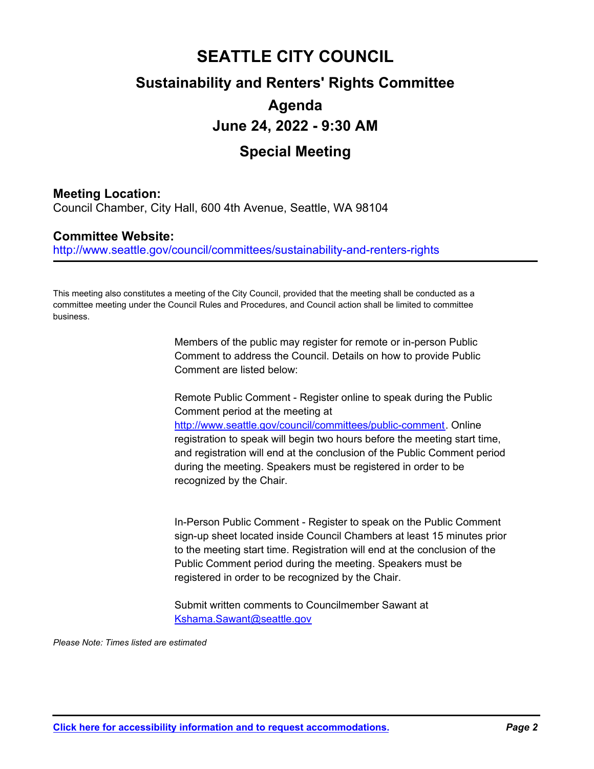# SEATTLE CITY COUNCIL

## Sustainability and Renters' Rights Committee

## Agenda

## June 24, 2022 - 9:30 AM

## Special Meeting

**Meeting Location:**
Council Chamber, City Hall, 600 4th Avenue, Seattle, WA 98104

**Committee Website:**
http://www.seattle.gov/council/committees/sustainability-and-renters-rights

This meeting also constitutes a meeting of the City Council, provided that the meeting shall be conducted as a committee meeting under the Council Rules and Procedures, and Council action shall be limited to committee business.

Members of the public may register for remote or in-person Public Comment to address the Council. Details on how to provide Public Comment are listed below:

Remote Public Comment - Register online to speak during the Public Comment period at the meeting at http://www.seattle.gov/council/committees/public-comment. Online registration to speak will begin two hours before the meeting start time, and registration will end at the conclusion of the Public Comment period during the meeting. Speakers must be registered in order to be recognized by the Chair.

In-Person Public Comment - Register to speak on the Public Comment sign-up sheet located inside Council Chambers at least 15 minutes prior to the meeting start time. Registration will end at the conclusion of the Public Comment period during the meeting. Speakers must be registered in order to be recognized by the Chair.

Submit written comments to Councilmember Sawant at Kshama.Sawant@seattle.gov

*Please Note: Times listed are estimated*

**Click here for accessibility information and to request accommodations.**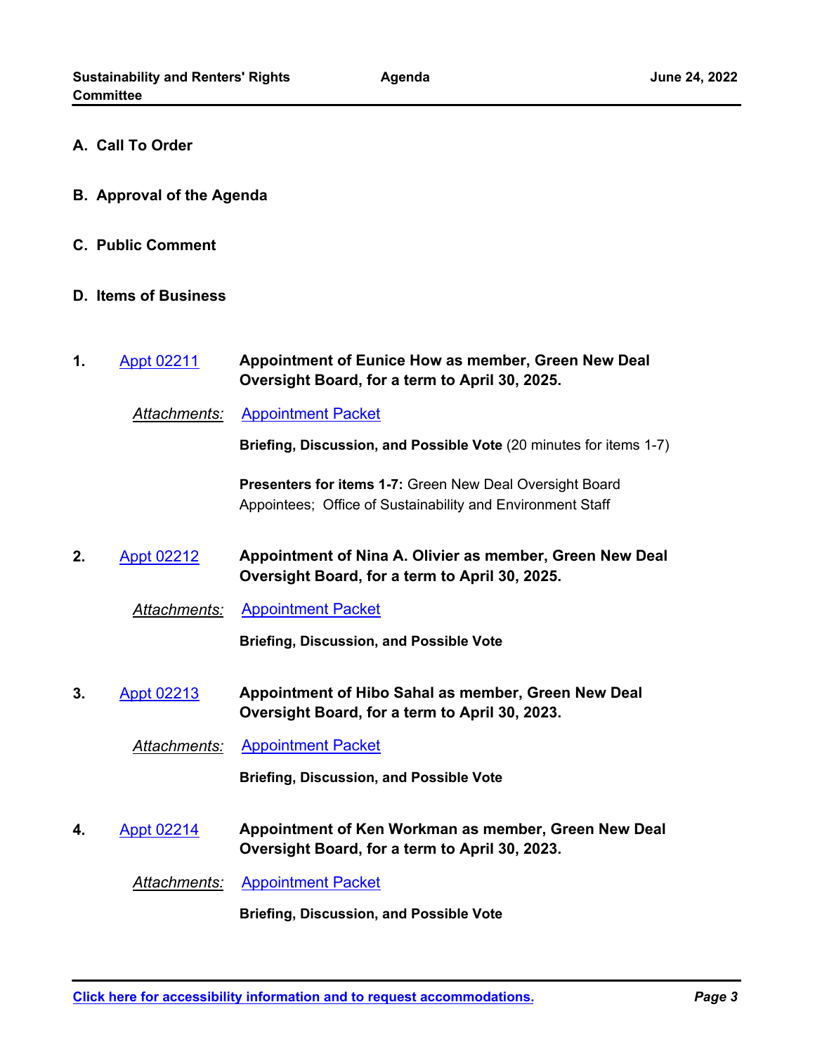## A. Call To Order

## B. Approval of the Agenda

## C. Public Comment

## D. Items of Business

**1.** Appt 02211 — **Appointment of Eunice How as member, Green New Deal Oversight Board, for a term to April 30, 2025.**

*Attachments:* Appointment Packet

**Briefing, Discussion, and Possible Vote** (20 minutes for items 1-7)

**Presenters for items 1-7:** Green New Deal Oversight Board Appointees; Office of Sustainability and Environment Staff

**2.** Appt 02212 — **Appointment of Nina A. Olivier as member, Green New Deal Oversight Board, for a term to April 30, 2025.**

*Attachments:* Appointment Packet

**Briefing, Discussion, and Possible Vote**

**3.** Appt 02213 — **Appointment of Hibo Sahal as member, Green New Deal Oversight Board, for a term to April 30, 2023.**

*Attachments:* Appointment Packet

**Briefing, Discussion, and Possible Vote**

**4.** Appt 02214 — **Appointment of Ken Workman as member, Green New Deal Oversight Board, for a term to April 30, 2023.**

*Attachments:* Appointment Packet

**Briefing, Discussion, and Possible Vote**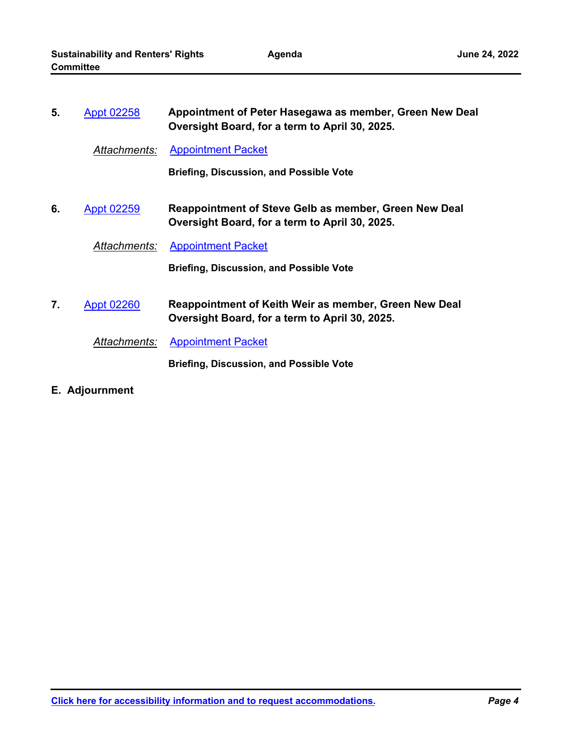**5.** Appt 02258 **Appointment of Peter Hasegawa as member, Green New Deal Oversight Board, for a term to April 30, 2025.**

*Attachments:* Appointment Packet

**Briefing, Discussion, and Possible Vote**

**6.** Appt 02259 **Reappointment of Steve Gelb as member, Green New Deal Oversight Board, for a term to April 30, 2025.**

*Attachments:* Appointment Packet

**Briefing, Discussion, and Possible Vote**

**7.** Appt 02260 **Reappointment of Keith Weir as member, Green New Deal Oversight Board, for a term to April 30, 2025.**

*Attachments:* Appointment Packet

**Briefing, Discussion, and Possible Vote**

## E. Adjournment

**Click here for accessibility information and to request accommodations.**